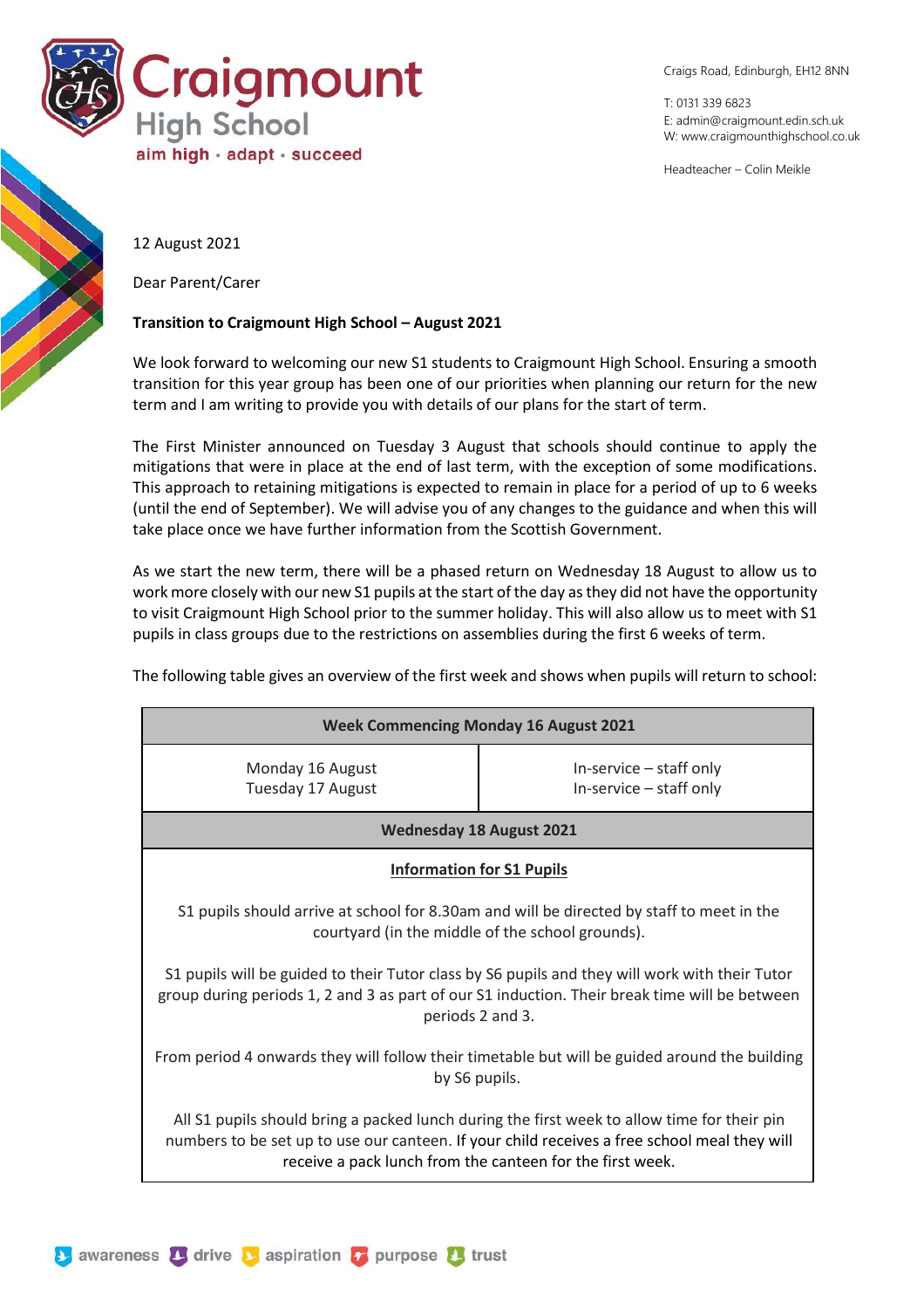# Craigmount High School

aim high • adapt • succeed

Craigs Road, Edinburgh, EH12 8NN

T: 0131 339 6823
E: admin@craigmount.edin.sch.uk
W: www.craigmounthighschool.co.uk

Headteacher – Colin Meikle

12 August 2021

Dear Parent/Carer

**Transition to Craigmount High School – August 2021**

We look forward to welcoming our new S1 students to Craigmount High School. Ensuring a smooth transition for this year group has been one of our priorities when planning our return for the new term and I am writing to provide you with details of our plans for the start of term.

The First Minister announced on Tuesday 3 August that schools should continue to apply the mitigations that were in place at the end of last term, with the exception of some modifications. This approach to retaining mitigations is expected to remain in place for a period of up to 6 weeks (until the end of September). We will advise you of any changes to the guidance and when this will take place once we have further information from the Scottish Government.

As we start the new term, there will be a phased return on Wednesday 18 August to allow us to work more closely with our new S1 pupils at the start of the day as they did not have the opportunity to visit Craigmount High School prior to the summer holiday. This will also allow us to meet with S1 pupils in class groups due to the restrictions on assemblies during the first 6 weeks of term.

The following table gives an overview of the first week and shows when pupils will return to school:

| **Week Commencing Monday 16 August 2021** | |
|---|---|
| Monday 16 August<br>Tuesday 17 August | In-service – staff only<br>In-service – staff only |
| **Wednesday 18 August 2021** | |
| **<u>Information for S1 Pupils</u>**<br><br>S1 pupils should arrive at school for 8.30am and will be directed by staff to meet in the courtyard (in the middle of the school grounds).<br><br>S1 pupils will be guided to their Tutor class by S6 pupils and they will work with their Tutor group during periods 1, 2 and 3 as part of our S1 induction. Their break time will be between periods 2 and 3.<br><br>From period 4 onwards they will follow their timetable but will be guided around the building by S6 pupils.<br><br>All S1 pupils should bring a packed lunch during the first week to allow time for their pin numbers to be set up to use our canteen. If your child receives a free school meal they will receive a pack lunch from the canteen for the first week. | |

awareness • drive • aspiration • purpose • trust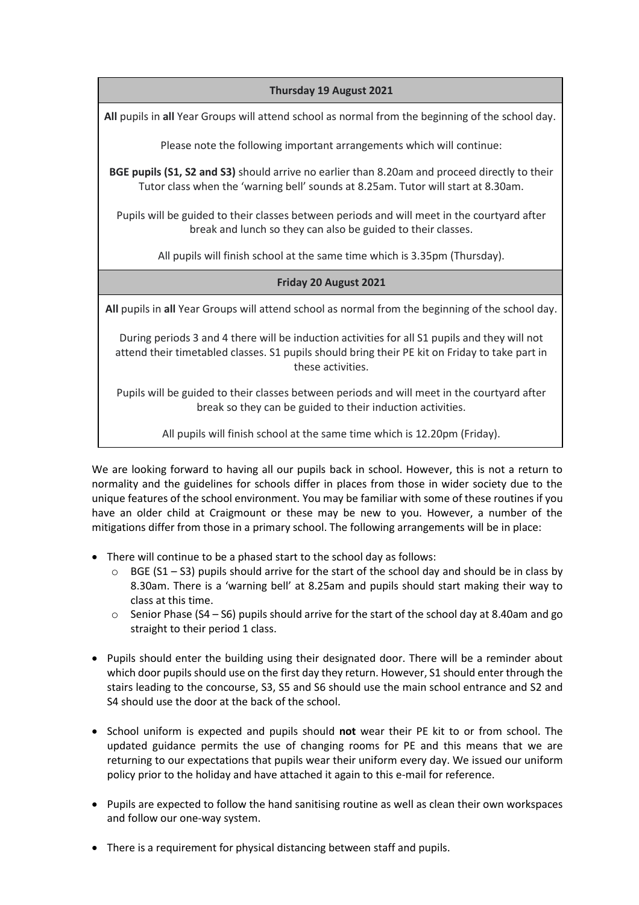| Thursday 19 August 2021 |
|---|
| **All** pupils in **all** Year Groups will attend school as normal from the beginning of the school day.<br><br>Please note the following important arrangements which will continue:<br><br>**BGE pupils (S1, S2 and S3)** should arrive no earlier than 8.20am and proceed directly to their Tutor class when the 'warning bell' sounds at 8.25am. Tutor will start at 8.30am.<br><br>Pupils will be guided to their classes between periods and will meet in the courtyard after break and lunch so they can also be guided to their classes.<br><br>All pupils will finish school at the same time which is 3.35pm (Thursday). |
| **Friday 20 August 2021** |
| **All** pupils in **all** Year Groups will attend school as normal from the beginning of the school day.<br><br>During periods 3 and 4 there will be induction activities for all S1 pupils and they will not attend their timetabled classes. S1 pupils should bring their PE kit on Friday to take part in these activities.<br><br>Pupils will be guided to their classes between periods and will meet in the courtyard after break so they can be guided to their induction activities.<br><br>All pupils will finish school at the same time which is 12.20pm (Friday). |

We are looking forward to having all our pupils back in school. However, this is not a return to normality and the guidelines for schools differ in places from those in wider society due to the unique features of the school environment. You may be familiar with some of these routines if you have an older child at Craigmount or these may be new to you. However, a number of the mitigations differ from those in a primary school. The following arrangements will be in place:

- There will continue to be a phased start to the school day as follows:
  - BGE (S1 – S3) pupils should arrive for the start of the school day and should be in class by 8.30am. There is a 'warning bell' at 8.25am and pupils should start making their way to class at this time.
  - Senior Phase (S4 – S6) pupils should arrive for the start of the school day at 8.40am and go straight to their period 1 class.

- Pupils should enter the building using their designated door. There will be a reminder about which door pupils should use on the first day they return. However, S1 should enter through the stairs leading to the concourse, S3, S5 and S6 should use the main school entrance and S2 and S4 should use the door at the back of the school.

- School uniform is expected and pupils should **not** wear their PE kit to or from school. The updated guidance permits the use of changing rooms for PE and this means that we are returning to our expectations that pupils wear their uniform every day. We issued our uniform policy prior to the holiday and have attached it again to this e-mail for reference.

- Pupils are expected to follow the hand sanitising routine as well as clean their own workspaces and follow our one-way system.

- There is a requirement for physical distancing between staff and pupils.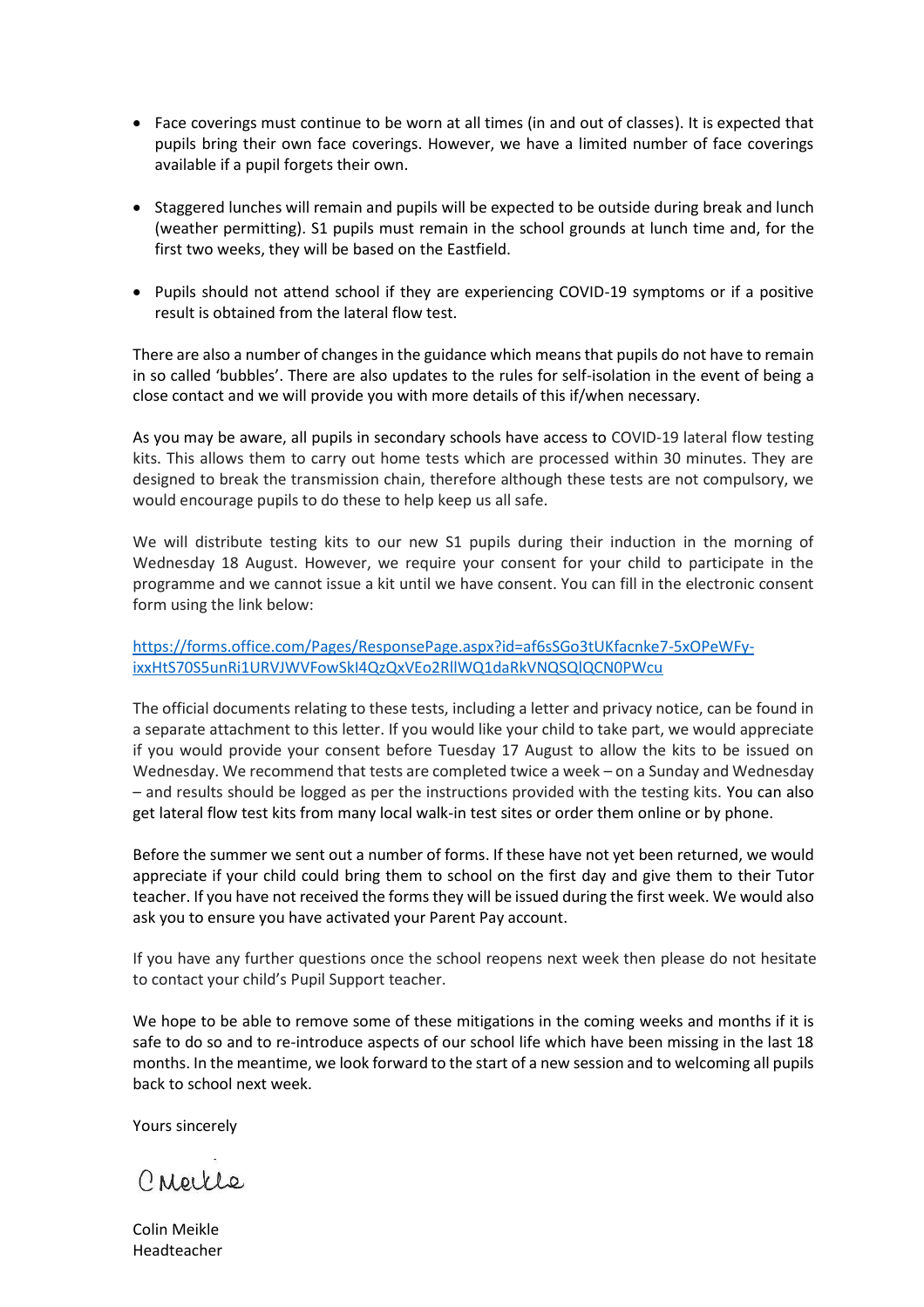- Face coverings must continue to be worn at all times (in and out of classes). It is expected that pupils bring their own face coverings. However, we have a limited number of face coverings available if a pupil forgets their own.

- Staggered lunches will remain and pupils will be expected to be outside during break and lunch (weather permitting). S1 pupils must remain in the school grounds at lunch time and, for the first two weeks, they will be based on the Eastfield.

- Pupils should not attend school if they are experiencing COVID-19 symptoms or if a positive result is obtained from the lateral flow test.

There are also a number of changes in the guidance which means that pupils do not have to remain in so called 'bubbles'. There are also updates to the rules for self-isolation in the event of being a close contact and we will provide you with more details of this if/when necessary.

As you may be aware, all pupils in secondary schools have access to COVID-19 lateral flow testing kits. This allows them to carry out home tests which are processed within 30 minutes. They are designed to break the transmission chain, therefore although these tests are not compulsory, we would encourage pupils to do these to help keep us all safe.

We will distribute testing kits to our new S1 pupils during their induction in the morning of Wednesday 18 August. However, we require your consent for your child to participate in the programme and we cannot issue a kit until we have consent. You can fill in the electronic consent form using the link below:

https://forms.office.com/Pages/ResponsePage.aspx?id=af6sSGo3tUKfacnke7-5xOPeWFy-ixxHtS70S5unRi1URVJWVFowSkI4QzQxVEo2RlIWQ1daRkVNQSQlQCN0PWcu

The official documents relating to these tests, including a letter and privacy notice, can be found in a separate attachment to this letter. If you would like your child to take part, we would appreciate if you would provide your consent before Tuesday 17 August to allow the kits to be issued on Wednesday. We recommend that tests are completed twice a week – on a Sunday and Wednesday – and results should be logged as per the instructions provided with the testing kits. You can also get lateral flow test kits from many local walk-in test sites or order them online or by phone.

Before the summer we sent out a number of forms. If these have not yet been returned, we would appreciate if your child could bring them to school on the first day and give them to their Tutor teacher. If you have not received the forms they will be issued during the first week. We would also ask you to ensure you have activated your Parent Pay account.

If you have any further questions once the school reopens next week then please do not hesitate to contact your child's Pupil Support teacher.

We hope to be able to remove some of these mitigations in the coming weeks and months if it is safe to do so and to re-introduce aspects of our school life which have been missing in the last 18 months. In the meantime, we look forward to the start of a new session and to welcoming all pupils back to school next week.

Yours sincerely

C Meikle

Colin Meikle
Headteacher